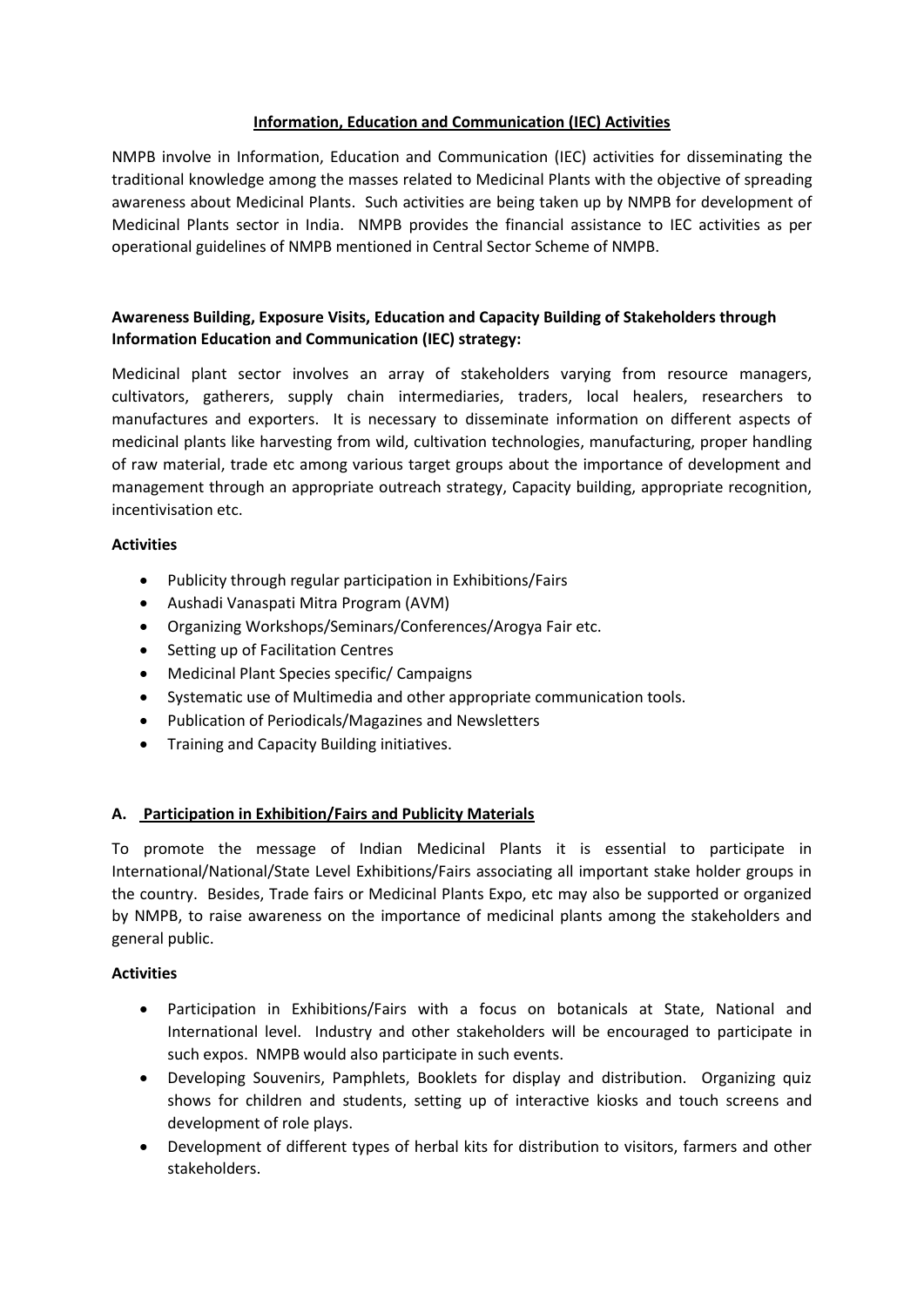## Information, Education and Communication (IEC) Activities

NMPB involve in Information, Education and Communication (IEC) activities for disseminating the traditional knowledge among the masses related to Medicinal Plants with the objective of spreading awareness about Medicinal Plants. Such activities are being taken up by NMPB for development of Medicinal Plants sector in India. NMPB provides the financial assistance to IEC activities as per operational guidelines of NMPB mentioned in Central Sector Scheme of NMPB.

### Awareness Building, Exposure Visits, Education and Capacity Building of Stakeholders through Information Education and Communication (IEC) strategy:

Medicinal plant sector involves an array of stakeholders varying from resource managers, cultivators, gatherers, supply chain intermediaries, traders, local healers, researchers to manufactures and exporters. It is necessary to disseminate information on different aspects of medicinal plants like harvesting from wild, cultivation technologies, manufacturing, proper handling of raw material, trade etc among various target groups about the importance of development and management through an appropriate outreach strategy, Capacity building, appropriate recognition, incentivisation etc.

**Activities**

- Publicity through regular participation in Exhibitions/Fairs
- Aushadi Vanaspati Mitra Program (AVM)
- Organizing Workshops/Seminars/Conferences/Arogya Fair etc.
- Setting up of Facilitation Centres
- Medicinal Plant Species specific/ Campaigns
- Systematic use of Multimedia and other appropriate communication tools.
- Publication of Periodicals/Magazines and Newsletters
- Training and Capacity Building initiatives.

### A. Participation in Exhibition/Fairs and Publicity Materials

To promote the message of Indian Medicinal Plants it is essential to participate in International/National/State Level Exhibitions/Fairs associating all important stake holder groups in the country. Besides, Trade fairs or Medicinal Plants Expo, etc may also be supported or organized by NMPB, to raise awareness on the importance of medicinal plants among the stakeholders and general public.

**Activities**

- Participation in Exhibitions/Fairs with a focus on botanicals at State, National and International level. Industry and other stakeholders will be encouraged to participate in such expos. NMPB would also participate in such events.
- Developing Souvenirs, Pamphlets, Booklets for display and distribution. Organizing quiz shows for children and students, setting up of interactive kiosks and touch screens and development of role plays.
- Development of different types of herbal kits for distribution to visitors, farmers and other stakeholders.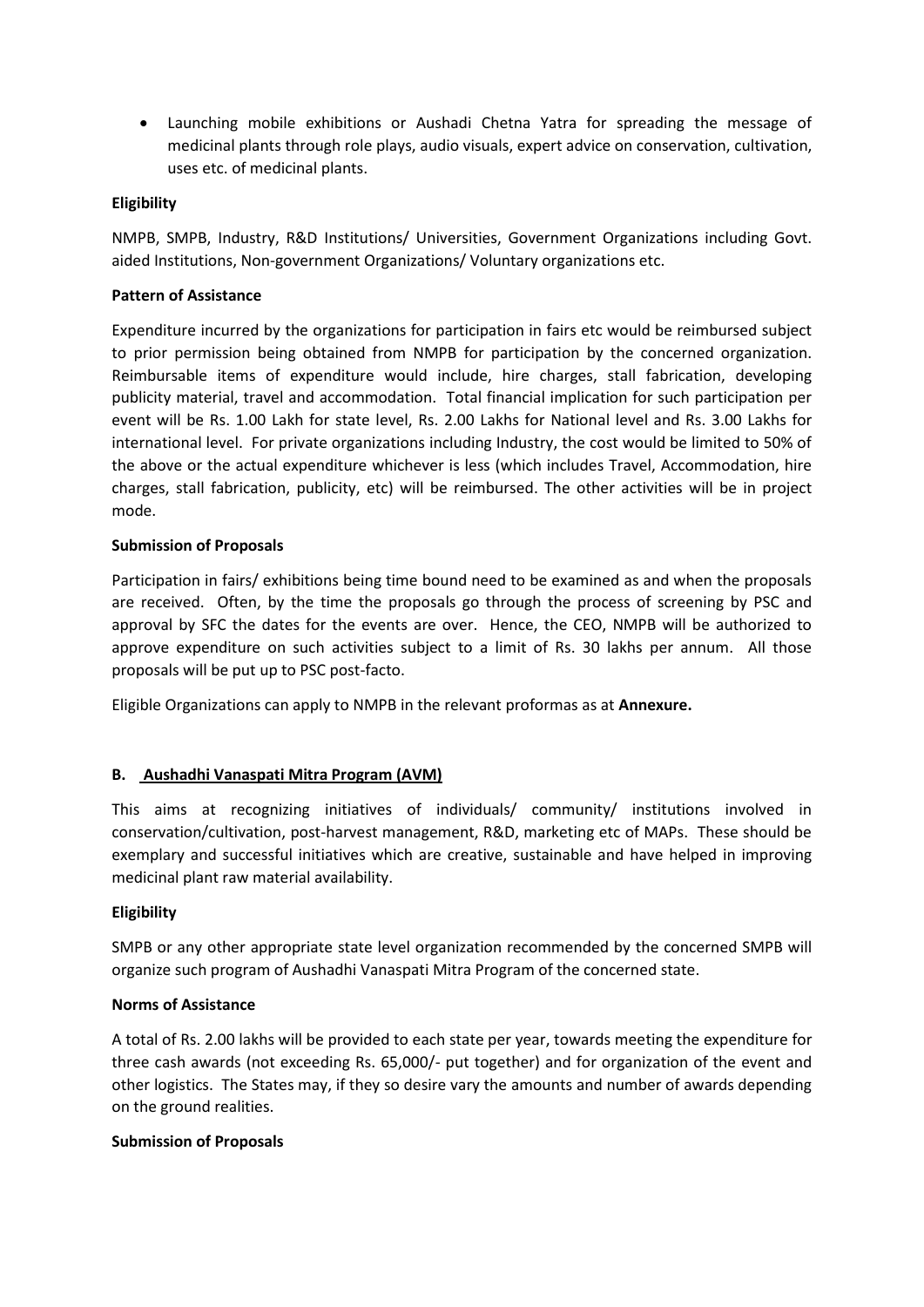- Launching mobile exhibitions or Aushadi Chetna Yatra for spreading the message of medicinal plants through role plays, audio visuals, expert advice on conservation, cultivation, uses etc. of medicinal plants.

**Eligibility**

NMPB, SMPB, Industry, R&D Institutions/ Universities, Government Organizations including Govt. aided Institutions, Non-government Organizations/ Voluntary organizations etc.

**Pattern of Assistance**

Expenditure incurred by the organizations for participation in fairs etc would be reimbursed subject to prior permission being obtained from NMPB for participation by the concerned organization. Reimbursable items of expenditure would include, hire charges, stall fabrication, developing publicity material, travel and accommodation. Total financial implication for such participation per event will be Rs. 1.00 Lakh for state level, Rs. 2.00 Lakhs for National level and Rs. 3.00 Lakhs for international level. For private organizations including Industry, the cost would be limited to 50% of the above or the actual expenditure whichever is less (which includes Travel, Accommodation, hire charges, stall fabrication, publicity, etc) will be reimbursed. The other activities will be in project mode.

**Submission of Proposals**

Participation in fairs/ exhibitions being time bound need to be examined as and when the proposals are received. Often, by the time the proposals go through the process of screening by PSC and approval by SFC the dates for the events are over. Hence, the CEO, NMPB will be authorized to approve expenditure on such activities subject to a limit of Rs. 30 lakhs per annum. All those proposals will be put up to PSC post-facto.

Eligible Organizations can apply to NMPB in the relevant proformas as at **Annexure.**

## B. Aushadhi Vanaspati Mitra Program (AVM)

This aims at recognizing initiatives of individuals/ community/ institutions involved in conservation/cultivation, post-harvest management, R&D, marketing etc of MAPs. These should be exemplary and successful initiatives which are creative, sustainable and have helped in improving medicinal plant raw material availability.

**Eligibility**

SMPB or any other appropriate state level organization recommended by the concerned SMPB will organize such program of Aushadhi Vanaspati Mitra Program of the concerned state.

**Norms of Assistance**

A total of Rs. 2.00 lakhs will be provided to each state per year, towards meeting the expenditure for three cash awards (not exceeding Rs. 65,000/- put together) and for organization of the event and other logistics. The States may, if they so desire vary the amounts and number of awards depending on the ground realities.

**Submission of Proposals**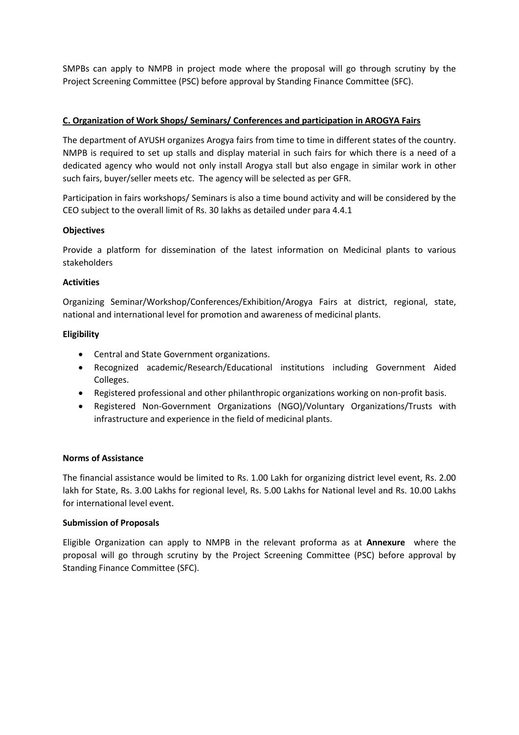SMPBs can apply to NMPB in project mode where the proposal will go through scrutiny by the Project Screening Committee (PSC) before approval by Standing Finance Committee (SFC).

### C. Organization of Work Shops/ Seminars/ Conferences and participation in AROGYA Fairs

The department of AYUSH organizes Arogya fairs from time to time in different states of the country. NMPB is required to set up stalls and display material in such fairs for which there is a need of a dedicated agency who would not only install Arogya stall but also engage in similar work in other such fairs, buyer/seller meets etc. The agency will be selected as per GFR.

Participation in fairs workshops/ Seminars is also a time bound activity and will be considered by the CEO subject to the overall limit of Rs. 30 lakhs as detailed under para 4.4.1

**Objectives**

Provide a platform for dissemination of the latest information on Medicinal plants to various stakeholders

**Activities**

Organizing Seminar/Workshop/Conferences/Exhibition/Arogya Fairs at district, regional, state, national and international level for promotion and awareness of medicinal plants.

**Eligibility**

- Central and State Government organizations.
- Recognized academic/Research/Educational institutions including Government Aided Colleges.
- Registered professional and other philanthropic organizations working on non-profit basis.
- Registered Non-Government Organizations (NGO)/Voluntary Organizations/Trusts with infrastructure and experience in the field of medicinal plants.

**Norms of Assistance**

The financial assistance would be limited to Rs. 1.00 Lakh for organizing district level event, Rs. 2.00 lakh for State, Rs. 3.00 Lakhs for regional level, Rs. 5.00 Lakhs for National level and Rs. 10.00 Lakhs for international level event.

**Submission of Proposals**

Eligible Organization can apply to NMPB in the relevant proforma as at **Annexure** where the proposal will go through scrutiny by the Project Screening Committee (PSC) before approval by Standing Finance Committee (SFC).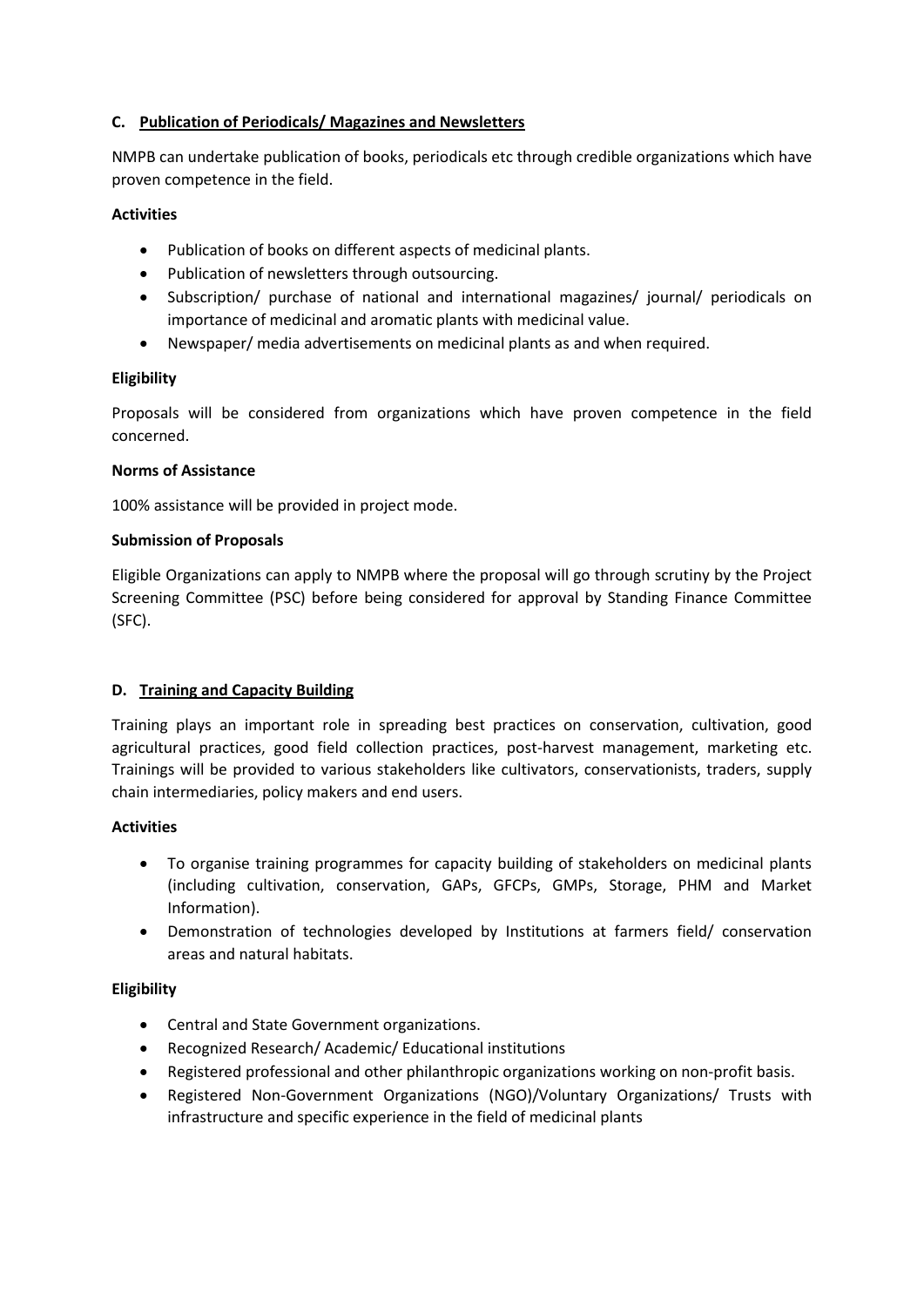### C. Publication of Periodicals/ Magazines and Newsletters

NMPB can undertake publication of books, periodicals etc through credible organizations which have proven competence in the field.

**Activities**

- Publication of books on different aspects of medicinal plants.
- Publication of newsletters through outsourcing.
- Subscription/ purchase of national and international magazines/ journal/ periodicals on importance of medicinal and aromatic plants with medicinal value.
- Newspaper/ media advertisements on medicinal plants as and when required.

**Eligibility**

Proposals will be considered from organizations which have proven competence in the field concerned.

**Norms of Assistance**

100% assistance will be provided in project mode.

**Submission of Proposals**

Eligible Organizations can apply to NMPB where the proposal will go through scrutiny by the Project Screening Committee (PSC) before being considered for approval by Standing Finance Committee (SFC).

### D. Training and Capacity Building

Training plays an important role in spreading best practices on conservation, cultivation, good agricultural practices, good field collection practices, post-harvest management, marketing etc. Trainings will be provided to various stakeholders like cultivators, conservationists, traders, supply chain intermediaries, policy makers and end users.

**Activities**

- To organise training programmes for capacity building of stakeholders on medicinal plants (including cultivation, conservation, GAPs, GFCPs, GMPs, Storage, PHM and Market Information).
- Demonstration of technologies developed by Institutions at farmers field/ conservation areas and natural habitats.

**Eligibility**

- Central and State Government organizations.
- Recognized Research/ Academic/ Educational institutions
- Registered professional and other philanthropic organizations working on non-profit basis.
- Registered Non-Government Organizations (NGO)/Voluntary Organizations/ Trusts with infrastructure and specific experience in the field of medicinal plants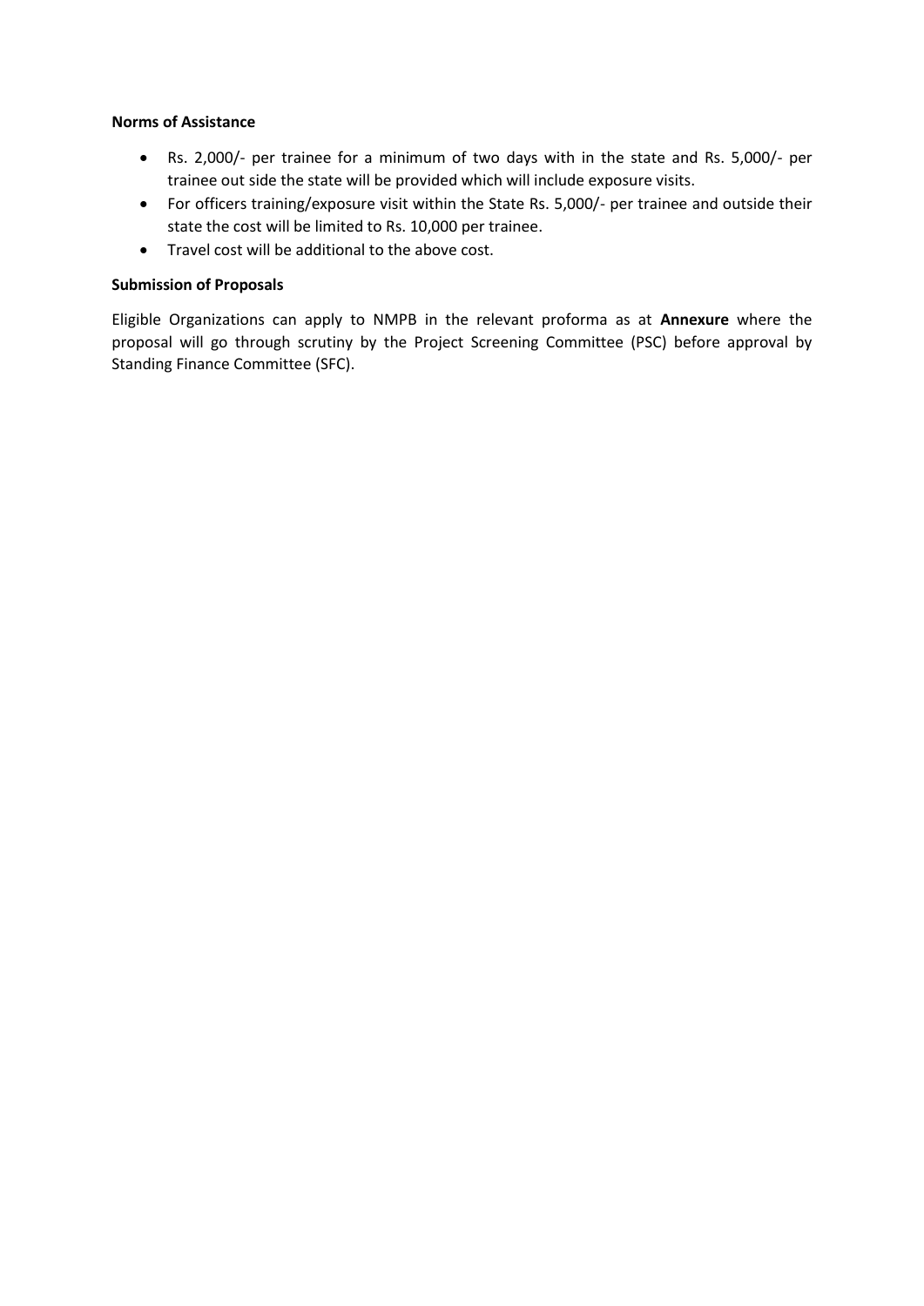**Norms of Assistance**

- Rs. 2,000/- per trainee for a minimum of two days with in the state and Rs. 5,000/- per trainee out side the state will be provided which will include exposure visits.
- For officers training/exposure visit within the State Rs. 5,000/- per trainee and outside their state the cost will be limited to Rs. 10,000 per trainee.
- Travel cost will be additional to the above cost.

**Submission of Proposals**

Eligible Organizations can apply to NMPB in the relevant proforma as at **Annexure** where the proposal will go through scrutiny by the Project Screening Committee (PSC) before approval by Standing Finance Committee (SFC).